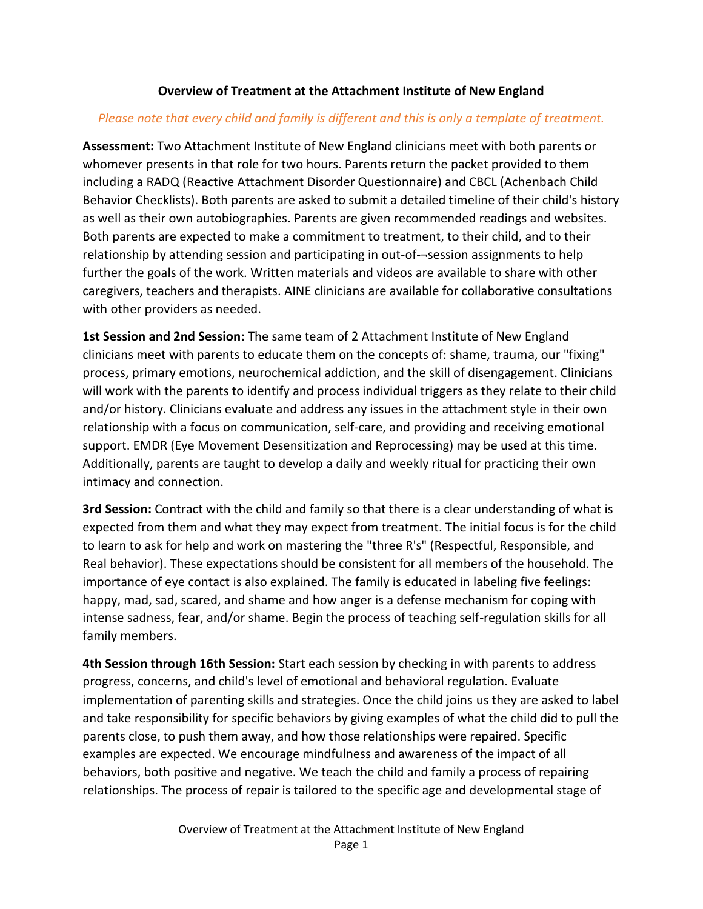**Overview of Treatment at the Attachment Institute of New England**

*Please note that every child and family is different and this is only a template of treatment.*

**Assessment:** Two Attachment Institute of New England clinicians meet with both parents or whomever presents in that role for two hours. Parents return the packet provided to them including a RADQ (Reactive Attachment Disorder Questionnaire) and CBCL (Achenbach Child Behavior Checklists). Both parents are asked to submit a detailed timeline of their child's history as well as their own autobiographies. Parents are given recommended readings and websites. Both parents are expected to make a commitment to treatment, to their child, and to their relationship by attending session and participating in out-of-¬session assignments to help further the goals of the work. Written materials and videos are available to share with other caregivers, teachers and therapists. AINE clinicians are available for collaborative consultations with other providers as needed.

**1st Session and 2nd Session:** The same team of 2 Attachment Institute of New England clinicians meet with parents to educate them on the concepts of: shame, trauma, our "fixing" process, primary emotions, neurochemical addiction, and the skill of disengagement. Clinicians will work with the parents to identify and process individual triggers as they relate to their child and/or history. Clinicians evaluate and address any issues in the attachment style in their own relationship with a focus on communication, self-care, and providing and receiving emotional support. EMDR (Eye Movement Desensitization and Reprocessing) may be used at this time. Additionally, parents are taught to develop a daily and weekly ritual for practicing their own intimacy and connection.

**3rd Session:** Contract with the child and family so that there is a clear understanding of what is expected from them and what they may expect from treatment. The initial focus is for the child to learn to ask for help and work on mastering the "three R's" (Respectful, Responsible, and Real behavior). These expectations should be consistent for all members of the household. The importance of eye contact is also explained. The family is educated in labeling five feelings: happy, mad, sad, scared, and shame and how anger is a defense mechanism for coping with intense sadness, fear, and/or shame. Begin the process of teaching self-regulation skills for all family members.

**4th Session through 16th Session:** Start each session by checking in with parents to address progress, concerns, and child's level of emotional and behavioral regulation. Evaluate implementation of parenting skills and strategies. Once the child joins us they are asked to label and take responsibility for specific behaviors by giving examples of what the child did to pull the parents close, to push them away, and how those relationships were repaired. Specific examples are expected. We encourage mindfulness and awareness of the impact of all behaviors, both positive and negative. We teach the child and family a process of repairing relationships. The process of repair is tailored to the specific age and developmental stage of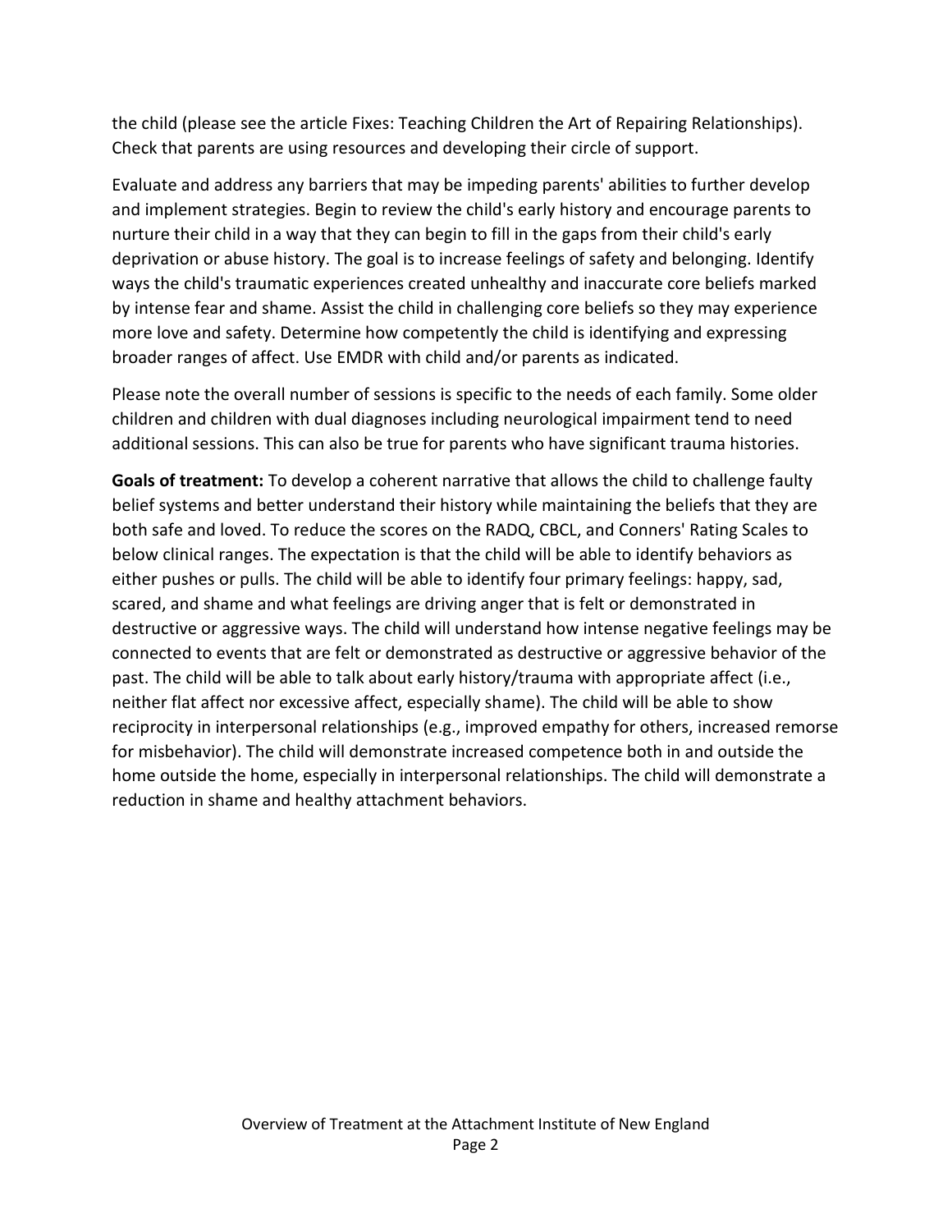the child (please see the article Fixes: Teaching Children the Art of Repairing Relationships). Check that parents are using resources and developing their circle of support.

Evaluate and address any barriers that may be impeding parents' abilities to further develop and implement strategies. Begin to review the child's early history and encourage parents to nurture their child in a way that they can begin to fill in the gaps from their child's early deprivation or abuse history. The goal is to increase feelings of safety and belonging. Identify ways the child's traumatic experiences created unhealthy and inaccurate core beliefs marked by intense fear and shame. Assist the child in challenging core beliefs so they may experience more love and safety. Determine how competently the child is identifying and expressing broader ranges of affect. Use EMDR with child and/or parents as indicated.

Please note the overall number of sessions is specific to the needs of each family. Some older children and children with dual diagnoses including neurological impairment tend to need additional sessions. This can also be true for parents who have significant trauma histories.

**Goals of treatment:** To develop a coherent narrative that allows the child to challenge faulty belief systems and better understand their history while maintaining the beliefs that they are both safe and loved. To reduce the scores on the RADQ, CBCL, and Conners' Rating Scales to below clinical ranges. The expectation is that the child will be able to identify behaviors as either pushes or pulls. The child will be able to identify four primary feelings: happy, sad, scared, and shame and what feelings are driving anger that is felt or demonstrated in destructive or aggressive ways. The child will understand how intense negative feelings may be connected to events that are felt or demonstrated as destructive or aggressive behavior of the past. The child will be able to talk about early history/trauma with appropriate affect (i.e., neither flat affect nor excessive affect, especially shame). The child will be able to show reciprocity in interpersonal relationships (e.g., improved empathy for others, increased remorse for misbehavior). The child will demonstrate increased competence both in and outside the home outside the home, especially in interpersonal relationships. The child will demonstrate a reduction in shame and healthy attachment behaviors.